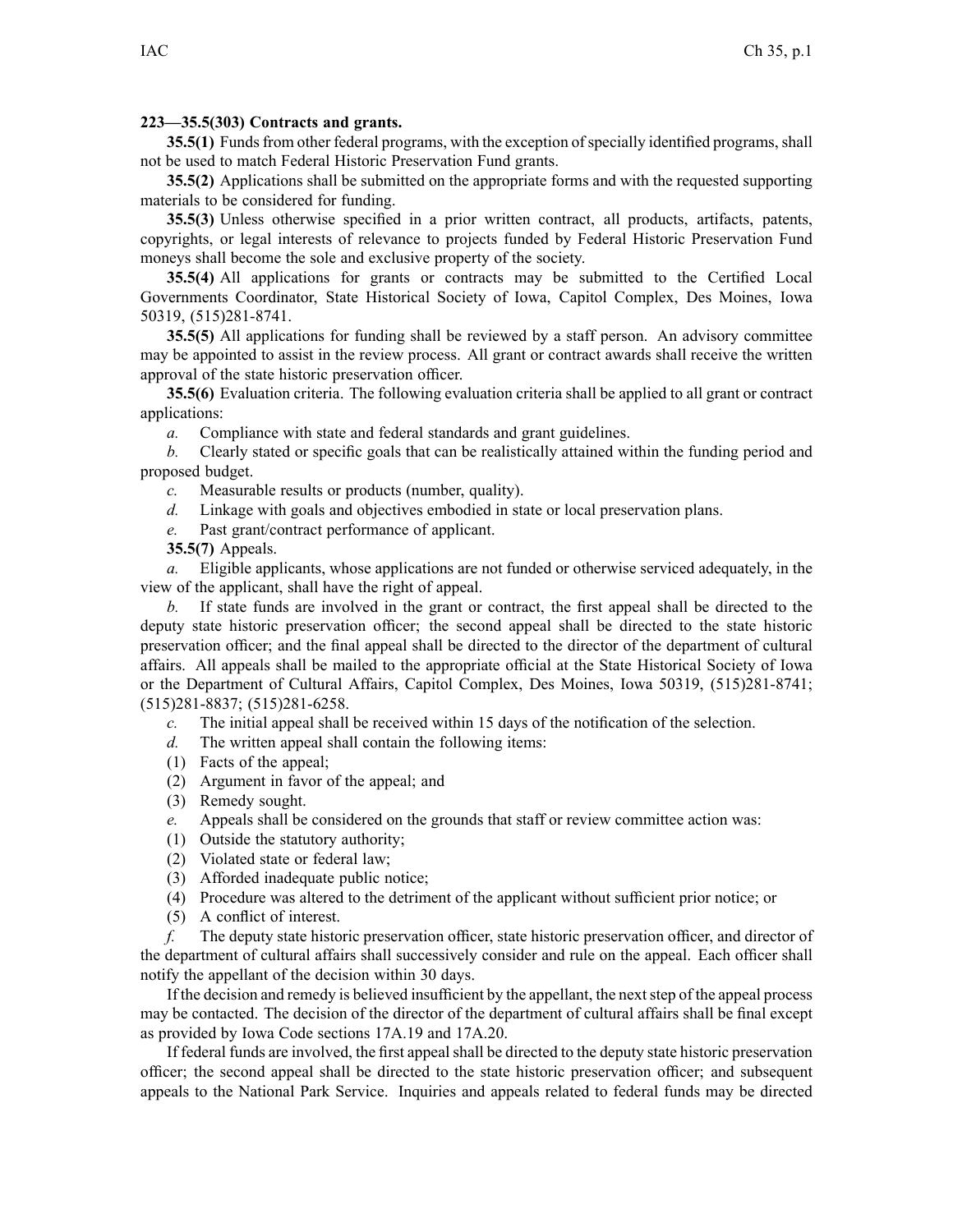**223—35.5(303) Contracts and grants.**

**35.5(1)** Funds from other federal programs, with the exception of specially identified programs, shall not be used to match Federal Historic Preservation Fund grants.

**35.5(2)** Applications shall be submitted on the appropriate forms and with the requested supporting materials to be considered for funding.

**35.5(3)** Unless otherwise specified in a prior written contract, all products, artifacts, patents, copyrights, or legal interests of relevance to projects funded by Federal Historic Preservation Fund moneys shall become the sole and exclusive property of the society.

**35.5(4)** All applications for grants or contracts may be submitted to the Certified Local Governments Coordinator, State Historical Society of Iowa, Capitol Complex, Des Moines, Iowa 50319, (515)281-8741.

**35.5(5)** All applications for funding shall be reviewed by a staff person. An advisory committee may be appointed to assist in the review process. All grant or contract awards shall receive the written approval of the state historic preservation officer.

**35.5(6)** Evaluation criteria. The following evaluation criteria shall be applied to all grant or contract applications:

*a.* Compliance with state and federal standards and grant guidelines.

*b.* Clearly stated or specific goals that can be realistically attained within the funding period and proposed budget.

*c.* Measurable results or products (number, quality).

*d.* Linkage with goals and objectives embodied in state or local preservation plans.

*e.* Past grant/contract performance of applicant.

**35.5(7)** Appeals.

*a.* Eligible applicants, whose applications are not funded or otherwise serviced adequately, in the view of the applicant, shall have the right of appeal.

*b.* If state funds are involved in the grant or contract, the first appeal shall be directed to the deputy state historic preservation officer; the second appeal shall be directed to the state historic preservation officer; and the final appeal shall be directed to the director of the department of cultural affairs. All appeals shall be mailed to the appropriate official at the State Historical Society of Iowa or the Department of Cultural Affairs, Capitol Complex, Des Moines, Iowa 50319, (515)281-8741; (515)281-8837; (515)281-6258.

*c.* The initial appeal shall be received within 15 days of the notification of the selection.

*d.* The written appeal shall contain the following items:

(1) Facts of the appeal;

(2) Argument in favor of the appeal; and

(3) Remedy sought.

*e.* Appeals shall be considered on the grounds that staff or review committee action was:

(1) Outside the statutory authority;

(2) Violated state or federal law;

(3) Afforded inadequate public notice;

(4) Procedure was altered to the detriment of the applicant without sufficient prior notice; or

(5) A conflict of interest.

*f.* The deputy state historic preservation officer, state historic preservation officer, and director of the department of cultural affairs shall successively consider and rule on the appeal. Each officer shall notify the appellant of the decision within 30 days.

If the decision and remedy is believed insufficient by the appellant, the next step of the appeal process may be contacted. The decision of the director of the department of cultural affairs shall be final except as provided by Iowa Code sections 17A.19 and 17A.20.

If federal funds are involved, the first appeal shall be directed to the deputy state historic preservation officer; the second appeal shall be directed to the state historic preservation officer; and subsequent appeals to the National Park Service. Inquiries and appeals related to federal funds may be directed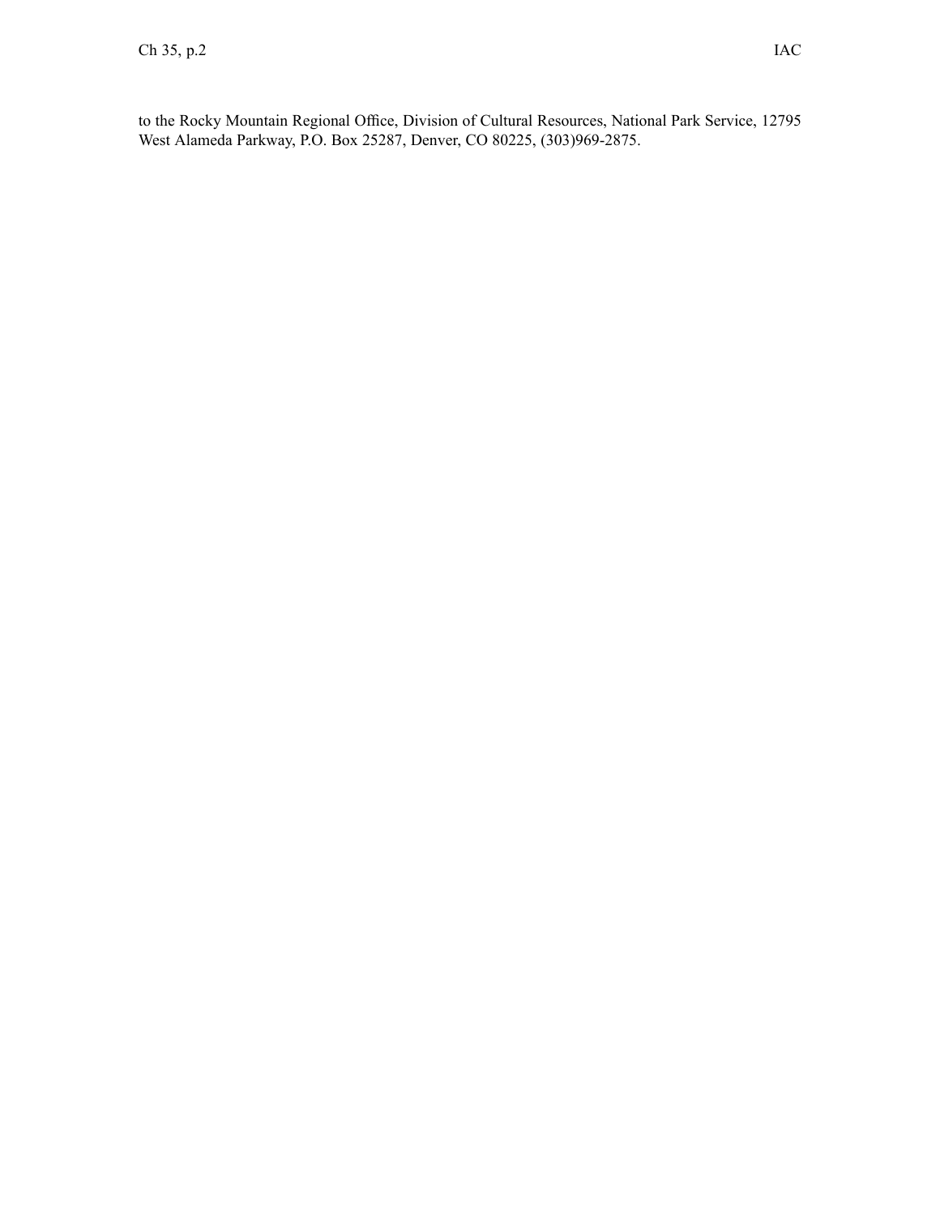to the Rocky Mountain Regional Office, Division of Cultural Resources, National Park Service, 12795 West Alameda Parkway, P.O. Box 25287, Denver, CO 80225, (303)969-2875.